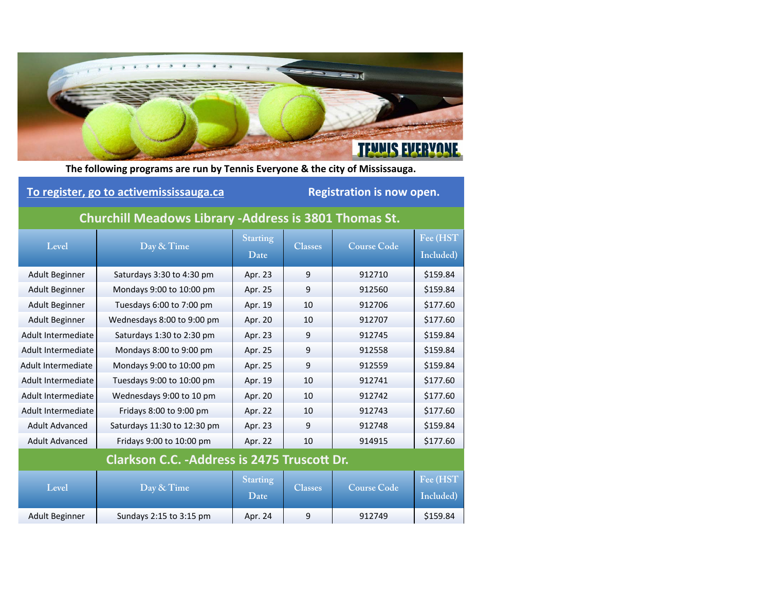The following programs are run by Tennis Everyone & the city of Mississauga.

**To register, go to activemississauga.ca** — **Registration is now open.**

## Churchill Meadows Library -Address is 3801 Thomas St.

| Level | Day & Time | Starting Date | Classes | Course Code | Fee (HST Included) |
|---|---|---|---|---|---|
| Adult Beginner | Saturdays 3:30 to 4:30 pm | Apr. 23 | 9 | 912710 | $159.84 |
| Adult Beginner | Mondays 9:00 to 10:00 pm | Apr. 25 | 9 | 912560 | $159.84 |
| Adult Beginner | Tuesdays 6:00 to 7:00 pm | Apr. 19 | 10 | 912706 | $177.60 |
| Adult Beginner | Wednesdays 8:00 to 9:00 pm | Apr. 20 | 10 | 912707 | $177.60 |
| Adult Intermediate | Saturdays 1:30 to 2:30 pm | Apr. 23 | 9 | 912745 | $159.84 |
| Adult Intermediate | Mondays 8:00 to 9:00 pm | Apr. 25 | 9 | 912558 | $159.84 |
| Adult Intermediate | Mondays 9:00 to 10:00 pm | Apr. 25 | 9 | 912559 | $159.84 |
| Adult Intermediate | Tuesdays 9:00 to 10:00 pm | Apr. 19 | 10 | 912741 | $177.60 |
| Adult Intermediate | Wednesdays 9:00 to 10 pm | Apr. 20 | 10 | 912742 | $177.60 |
| Adult Intermediate | Fridays 8:00 to 9:00 pm | Apr. 22 | 10 | 912743 | $177.60 |
| Adult Advanced | Saturdays 11:30 to 12:30 pm | Apr. 23 | 9 | 912748 | $159.84 |
| Adult Advanced | Fridays 9:00 to 10:00 pm | Apr. 22 | 10 | 914915 | $177.60 |

## Clarkson C.C. -Address is 2475 Truscott Dr.

| Level | Day & Time | Starting Date | Classes | Course Code | Fee (HST Included) |
|---|---|---|---|---|---|
| Adult Beginner | Sundays 2:15 to 3:15 pm | Apr. 24 | 9 | 912749 | $159.84 |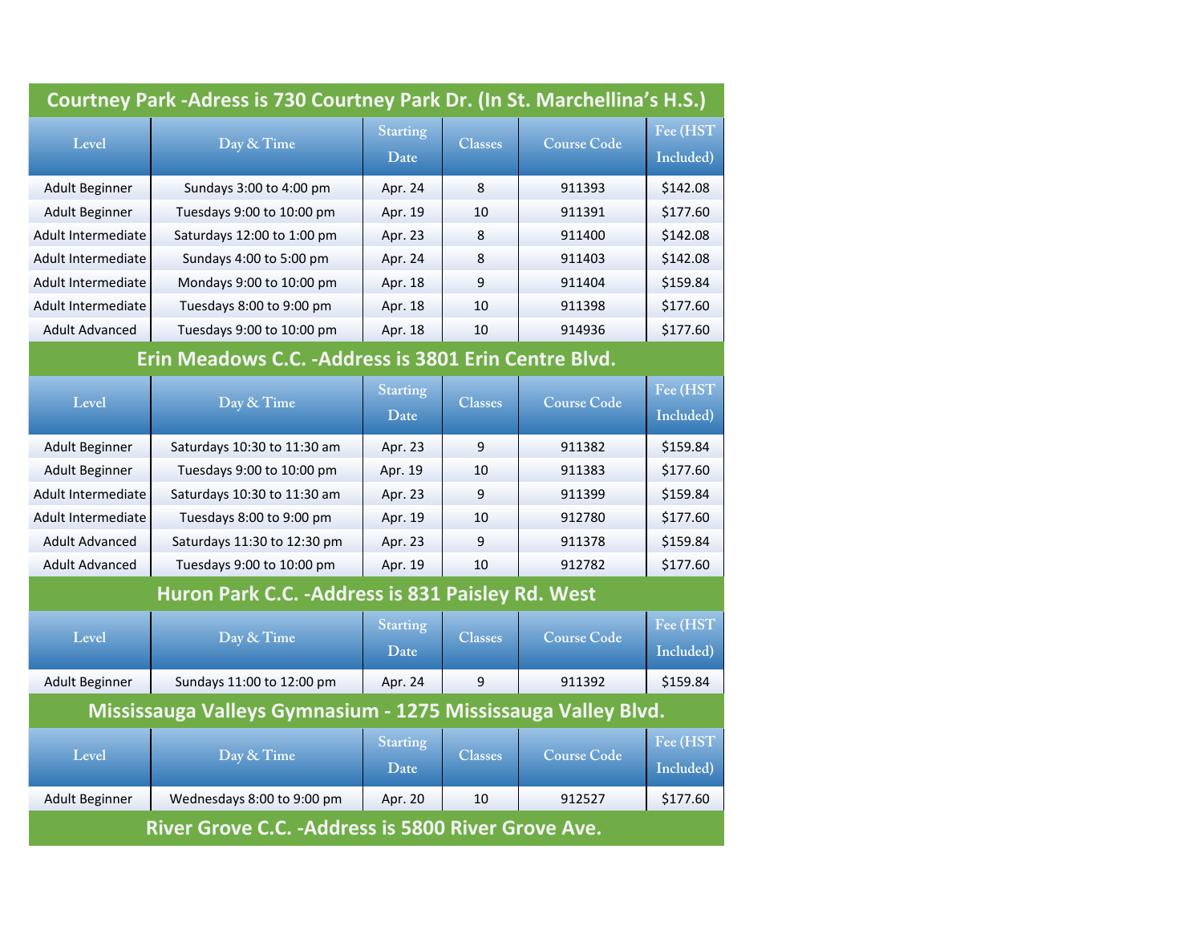## Courtney Park -Adress is 730 Courtney Park Dr. (In St. Marchellina's H.S.)

| Level | Day & Time | Starting Date | Classes | Course Code | Fee (HST Included) |
|---|---|---|---|---|---|
| Adult Beginner | Sundays 3:00 to 4:00 pm | Apr. 24 | 8 | 911393 | $142.08 |
| Adult Beginner | Tuesdays 9:00 to 10:00 pm | Apr. 19 | 10 | 911391 | $177.60 |
| Adult Intermediate | Saturdays 12:00 to 1:00 pm | Apr. 23 | 8 | 911400 | $142.08 |
| Adult Intermediate | Sundays 4:00 to 5:00 pm | Apr. 24 | 8 | 911403 | $142.08 |
| Adult Intermediate | Mondays 9:00 to 10:00 pm | Apr. 18 | 9 | 911404 | $159.84 |
| Adult Intermediate | Tuesdays 8:00 to 9:00 pm | Apr. 18 | 10 | 911398 | $177.60 |
| Adult Advanced | Tuesdays 9:00 to 10:00 pm | Apr. 18 | 10 | 914936 | $177.60 |

## Erin Meadows C.C. -Address is 3801 Erin Centre Blvd.

| Level | Day & Time | Starting Date | Classes | Course Code | Fee (HST Included) |
|---|---|---|---|---|---|
| Adult Beginner | Saturdays 10:30 to 11:30 am | Apr. 23 | 9 | 911382 | $159.84 |
| Adult Beginner | Tuesdays 9:00 to 10:00 pm | Apr. 19 | 10 | 911383 | $177.60 |
| Adult Intermediate | Saturdays 10:30 to 11:30 am | Apr. 23 | 9 | 911399 | $159.84 |
| Adult Intermediate | Tuesdays 8:00 to 9:00 pm | Apr. 19 | 10 | 912780 | $177.60 |
| Adult Advanced | Saturdays 11:30 to 12:30 pm | Apr. 23 | 9 | 911378 | $159.84 |
| Adult Advanced | Tuesdays 9:00 to 10:00 pm | Apr. 19 | 10 | 912782 | $177.60 |

## Huron Park C.C. -Address is 831 Paisley Rd. West

| Level | Day & Time | Starting Date | Classes | Course Code | Fee (HST Included) |
|---|---|---|---|---|---|
| Adult Beginner | Sundays 11:00 to 12:00 pm | Apr. 24 | 9 | 911392 | $159.84 |

## Mississauga Valleys Gymnasium - 1275 Mississauga Valley Blvd.

| Level | Day & Time | Starting Date | Classes | Course Code | Fee (HST Included) |
|---|---|---|---|---|---|
| Adult Beginner | Wednesdays 8:00 to 9:00 pm | Apr. 20 | 10 | 912527 | $177.60 |

## River Grove C.C. -Address is 5800 River Grove Ave.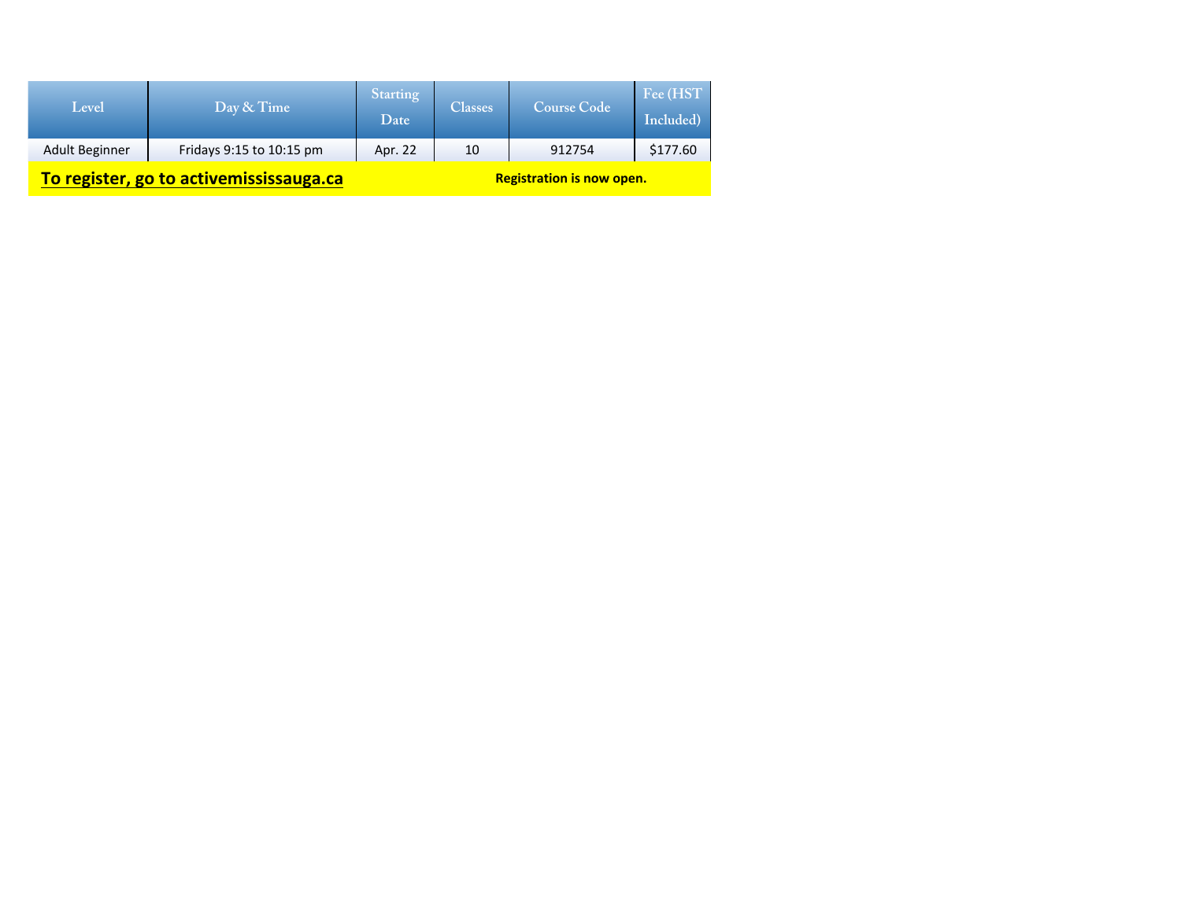| Level | Day & Time | Starting Date | Classes | Course Code | Fee (HST Included) |
|---|---|---|---|---|---|
| Adult Beginner | Fridays 9:15 to 10:15 pm | Apr. 22 | 10 | 912754 | $177.60 |

**To register, go to activemississauga.ca**

**Registration is now open.**